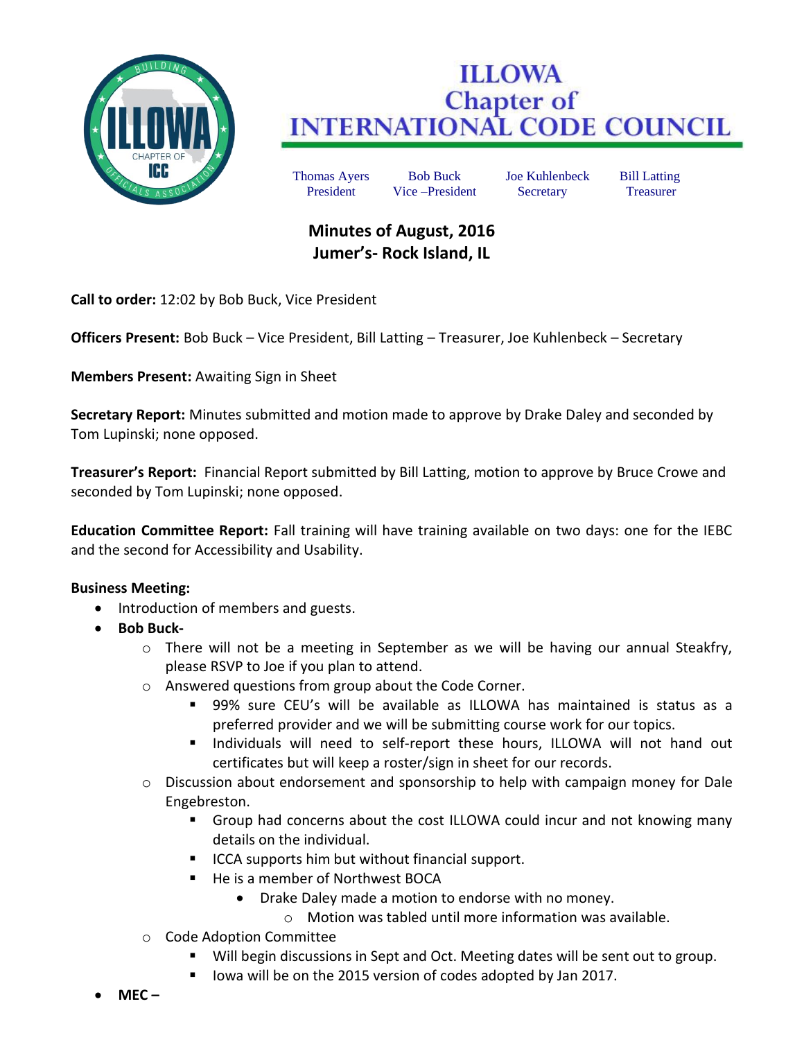# ILLOWA Chapter of INTERNATIONAL CODE COUNCIL

Thomas Ayers, President | Bob Buck, Vice –President | Joe Kuhlenbeck, Secretary | Bill Latting, Treasurer

## Minutes of August, 2016
## Jumer's- Rock Island, IL

**Call to order:** 12:02 by Bob Buck, Vice President

**Officers Present:** Bob Buck – Vice President, Bill Latting – Treasurer, Joe Kuhlenbeck – Secretary

**Members Present:** Awaiting Sign in Sheet

**Secretary Report:** Minutes submitted and motion made to approve by Drake Daley and seconded by Tom Lupinski; none opposed.

**Treasurer's Report:** Financial Report submitted by Bill Latting, motion to approve by Bruce Crowe and seconded by Tom Lupinski; none opposed.

**Education Committee Report:** Fall training will have training available on two days: one for the IEBC and the second for Accessibility and Usability.

**Business Meeting:**

- Introduction of members and guests.
- **Bob Buck-**
  - There will not be a meeting in September as we will be having our annual Steakfry, please RSVP to Joe if you plan to attend.
  - Answered questions from group about the Code Corner.
    - 99% sure CEU's will be available as ILLOWA has maintained is status as a preferred provider and we will be submitting course work for our topics.
    - Individuals will need to self-report these hours, ILLOWA will not hand out certificates but will keep a roster/sign in sheet for our records.
  - Discussion about endorsement and sponsorship to help with campaign money for Dale Engebreston.
    - Group had concerns about the cost ILLOWA could incur and not knowing many details on the individual.
    - ICCA supports him but without financial support.
    - He is a member of Northwest BOCA
      - Drake Daley made a motion to endorse with no money.
        - Motion was tabled until more information was available.
  - Code Adoption Committee
    - Will begin discussions in Sept and Oct. Meeting dates will be sent out to group.
    - Iowa will be on the 2015 version of codes adopted by Jan 2017.
- **MEC –**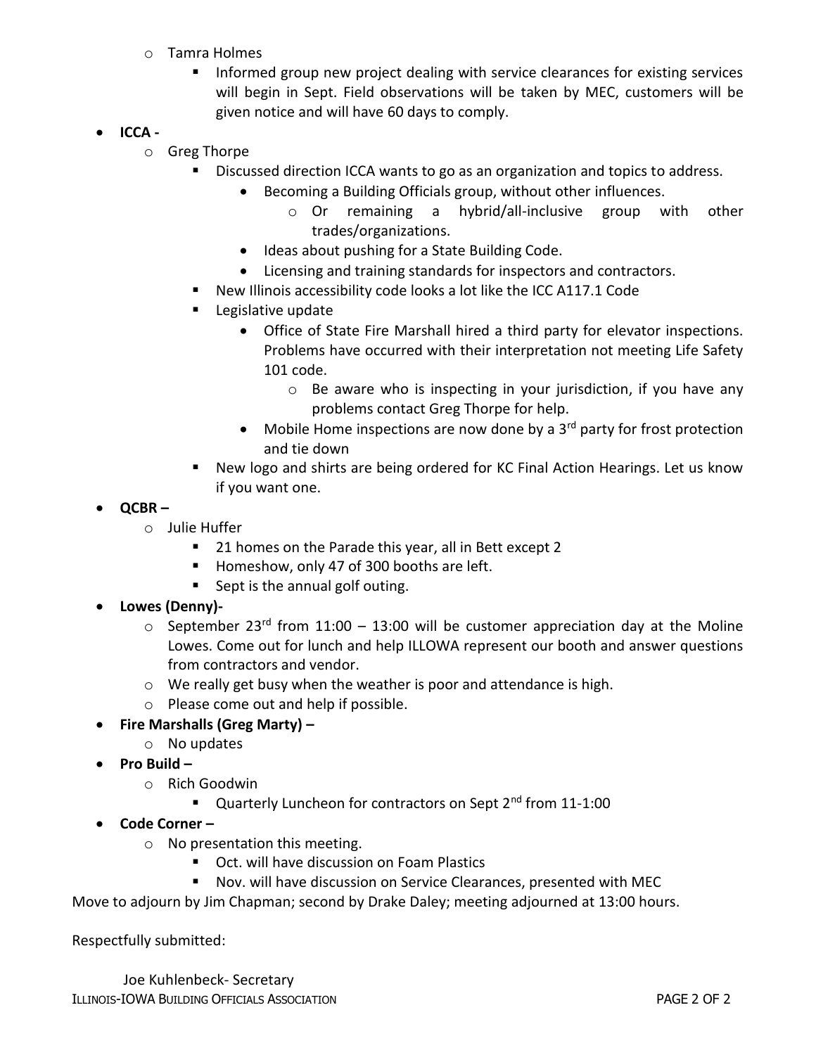- Tamra Holmes
  - Informed group new project dealing with service clearances for existing services will begin in Sept. Field observations will be taken by MEC, customers will be given notice and will have 60 days to comply.
- **ICCA -**
  - Greg Thorpe
    - Discussed direction ICCA wants to go as an organization and topics to address.
      - Becoming a Building Officials group, without other influences.
        - Or remaining a hybrid/all-inclusive group with other trades/organizations.
      - Ideas about pushing for a State Building Code.
      - Licensing and training standards for inspectors and contractors.
    - New Illinois accessibility code looks a lot like the ICC A117.1 Code
    - Legislative update
      - Office of State Fire Marshall hired a third party for elevator inspections. Problems have occurred with their interpretation not meeting Life Safety 101 code.
        - Be aware who is inspecting in your jurisdiction, if you have any problems contact Greg Thorpe for help.
      - Mobile Home inspections are now done by a 3rd party for frost protection and tie down
    - New logo and shirts are being ordered for KC Final Action Hearings. Let us know if you want one.
- **QCBR –**
  - Julie Huffer
    - 21 homes on the Parade this year, all in Bett except 2
    - Homeshow, only 47 of 300 booths are left.
    - Sept is the annual golf outing.
- **Lowes (Denny)-**
  - September 23rd from 11:00 – 13:00 will be customer appreciation day at the Moline Lowes. Come out for lunch and help ILLOWA represent our booth and answer questions from contractors and vendor.
  - We really get busy when the weather is poor and attendance is high.
  - Please come out and help if possible.
- **Fire Marshalls (Greg Marty) –**
  - No updates
- **Pro Build –**
  - Rich Goodwin
    - Quarterly Luncheon for contractors on Sept 2nd from 11-1:00
- **Code Corner –**
  - No presentation this meeting.
    - Oct. will have discussion on Foam Plastics
    - Nov. will have discussion on Service Clearances, presented with MEC

Move to adjourn by Jim Chapman; second by Drake Daley; meeting adjourned at 13:00 hours.

Respectfully submitted:

Joe Kuhlenbeck- Secretary